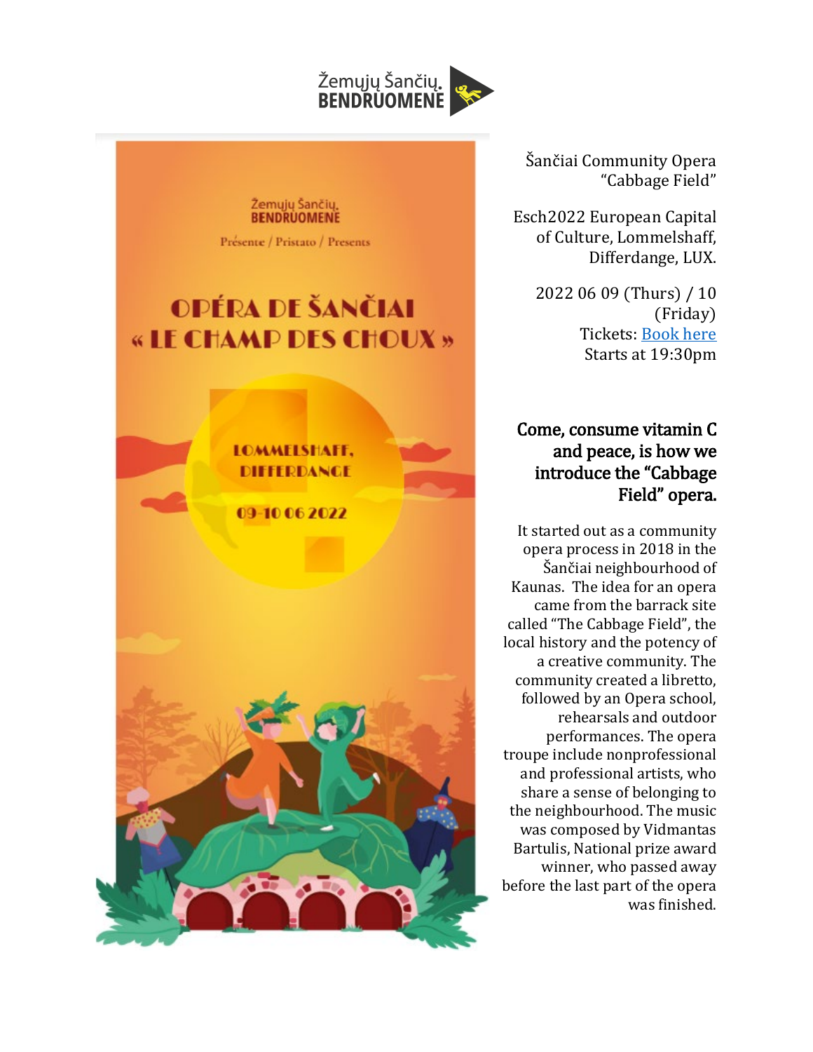Žemųjų Šančių BENDRUOMENĖ

Žemųjų Šančių BENDRUOMENĖ

Présente / Pristato / Presents

# OPÉRA DE ŠANČIAI « LE CHAMP DES CHOUX »

LOMMELSHAFF, DIFFERDANGE

09-10 06 2022

Šančiai Community Opera "Cabbage Field"

Esch2022 European Capital of Culture, Lommelshaff, Differdange, LUX.

2022 06 09 (Thurs) / 10 (Friday)
Tickets: [Book here]
Starts at 19:30pm

## Come, consume vitamin C and peace, is how we introduce the "Cabbage Field" opera.

It started out as a community opera process in 2018 in the Šančiai neighbourhood of Kaunas. The idea for an opera came from the barrack site called "The Cabbage Field", the local history and the potency of a creative community. The community created a libretto, followed by an Opera school, rehearsals and outdoor performances. The opera troupe include nonprofessional and professional artists, who share a sense of belonging to the neighbourhood. The music was composed by Vidmantas Bartulis, National prize award winner, who passed away before the last part of the opera was finished.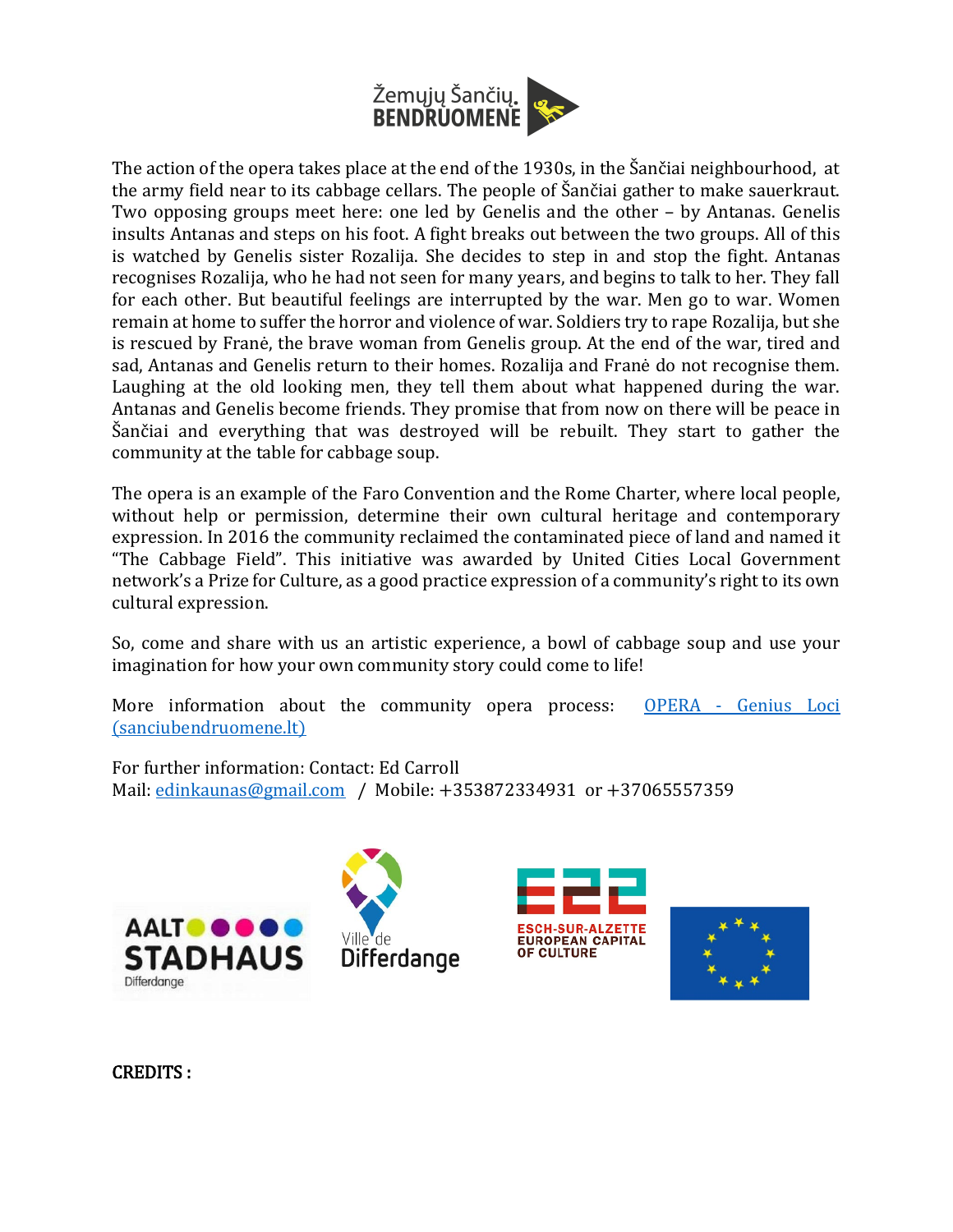The action of the opera takes place at the end of the 1930s, in the Šančiai neighbourhood, at the army field near to its cabbage cellars. The people of Šančiai gather to make sauerkraut. Two opposing groups meet here: one led by Genelis and the other – by Antanas. Genelis insults Antanas and steps on his foot. A fight breaks out between the two groups. All of this is watched by Genelis sister Rozalija. She decides to step in and stop the fight. Antanas recognises Rozalija, who he had not seen for many years, and begins to talk to her. They fall for each other. But beautiful feelings are interrupted by the war. Men go to war. Women remain at home to suffer the horror and violence of war. Soldiers try to rape Rozalija, but she is rescued by Franė, the brave woman from Genelis group. At the end of the war, tired and sad, Antanas and Genelis return to their homes. Rozalija and Franė do not recognise them. Laughing at the old looking men, they tell them about what happened during the war. Antanas and Genelis become friends. They promise that from now on there will be peace in Šančiai and everything that was destroyed will be rebuilt. They start to gather the community at the table for cabbage soup.

The opera is an example of the Faro Convention and the Rome Charter, where local people, without help or permission, determine their own cultural heritage and contemporary expression. In 2016 the community reclaimed the contaminated piece of land and named it "The Cabbage Field". This initiative was awarded by United Cities Local Government network's a Prize for Culture, as a good practice expression of a community's right to its own cultural expression.

So, come and share with us an artistic experience, a bowl of cabbage soup and use your imagination for how your own community story could come to life!

More information about the community opera process: [OPERA - Genius Loci (sanciubendruomene.lt)](sanciubendruomene.lt)

For further information: Contact: Ed Carroll
Mail: edinkaunas@gmail.com / Mobile: +353872334931 or +37065557359

**CREDITS :**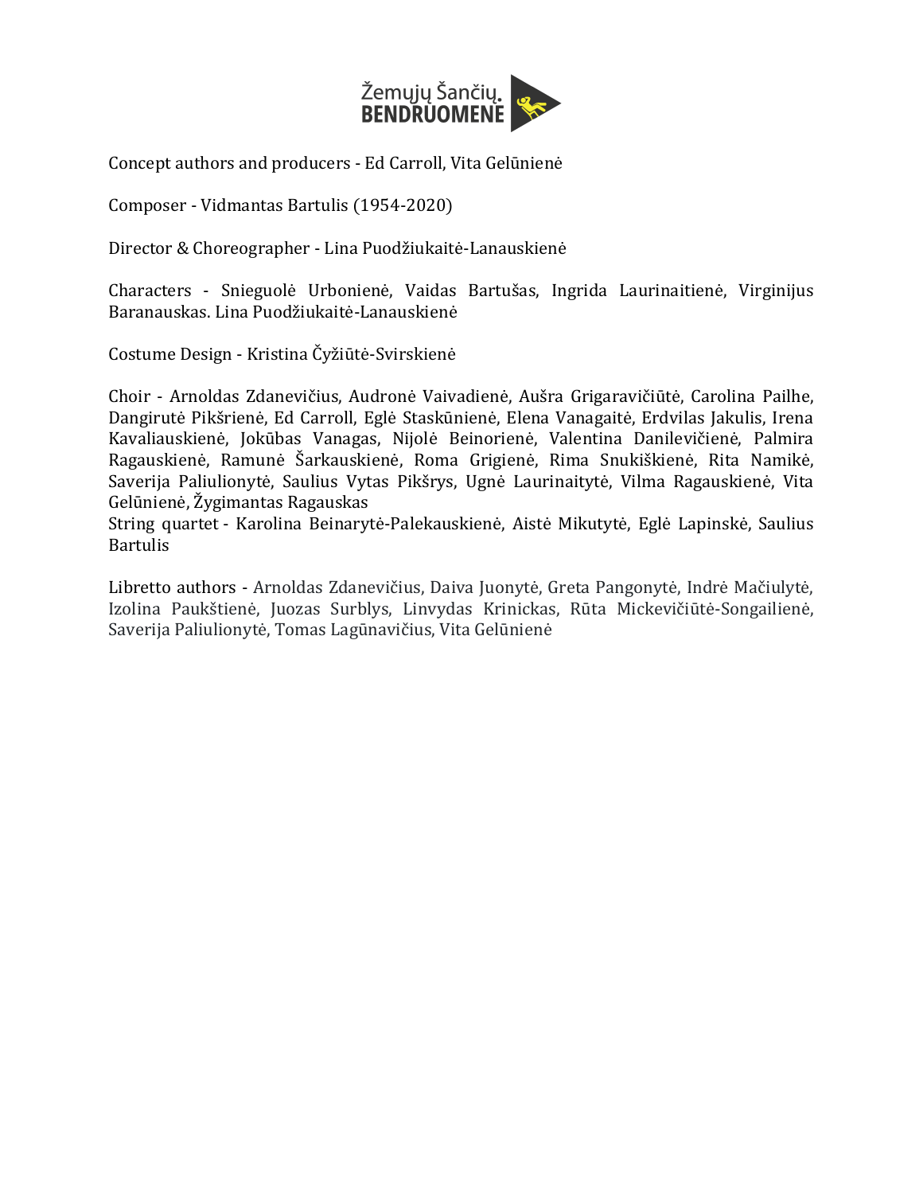Concept authors and producers - Ed Carroll, Vita Gelūnienė

Composer - Vidmantas Bartulis (1954-2020)

Director & Choreographer - Lina Puodžiukaitė-Lanauskienė

Characters - Snieguolė Urbonienė, Vaidas Bartušas, Ingrida Laurinaitienė, Virginijus Baranauskas. Lina Puodžiukaitė-Lanauskienė

Costume Design - Kristina Čyžiūtė-Svirskienė

Choir - Arnoldas Zdanevičius, Audronė Vaivadienė, Aušra Grigaravičiūtė, Carolina Pailhe, Dangirutė Pikšrienė, Ed Carroll, Eglė Staskūnienė, Elena Vanagaitė, Erdvilas Jakulis, Irena Kavaliauskienė, Jokūbas Vanagas, Nijolė Beinorienė, Valentina Danilevičienė, Palmira Ragauskienė, Ramunė Šarkauskienė, Roma Grigienė, Rima Snukiškienė, Rita Namikė, Saverija Paliulionytė, Saulius Vytas Pikšrys, Ugnė Laurinaitytė, Vilma Ragauskienė, Vita Gelūnienė, Žygimantas Ragauskas

String quartet - Karolina Beinarytė-Palekauskienė, Aistė Mikutytė, Eglė Lapinskė, Saulius Bartulis

Libretto authors - Arnoldas Zdanevičius, Daiva Juonytė, Greta Pangonytė, Indrė Mačiulytė, Izolina Paukštienė, Juozas Surblys, Linvydas Krinickas, Rūta Mickevičiūtė-Songailienė, Saverija Paliulionytė, Tomas Lagūnavičius, Vita Gelūnienė